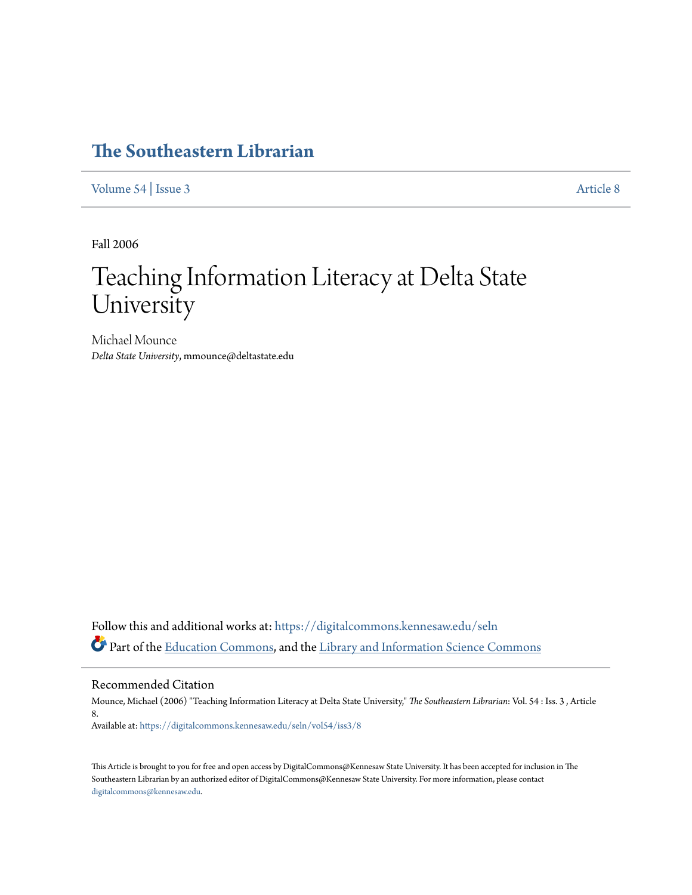# The Southeastern Librarian

Volume 54 | Issue 3 Article 8

Fall 2006

# Teaching Information Literacy at Delta State University

Michael Mounce
*Delta State University*, mmounce@deltastate.edu

Follow this and additional works at: https://digitalcommons.kennesaw.edu/seln

Part of the Education Commons, and the Library and Information Science Commons

## Recommended Citation

Mounce, Michael (2006) "Teaching Information Literacy at Delta State University," *The Southeastern Librarian*: Vol. 54 : Iss. 3 , Article 8.
Available at: https://digitalcommons.kennesaw.edu/seln/vol54/iss3/8

This Article is brought to you for free and open access by DigitalCommons@Kennesaw State University. It has been accepted for inclusion in The Southeastern Librarian by an authorized editor of DigitalCommons@Kennesaw State University. For more information, please contact digitalcommons@kennesaw.edu.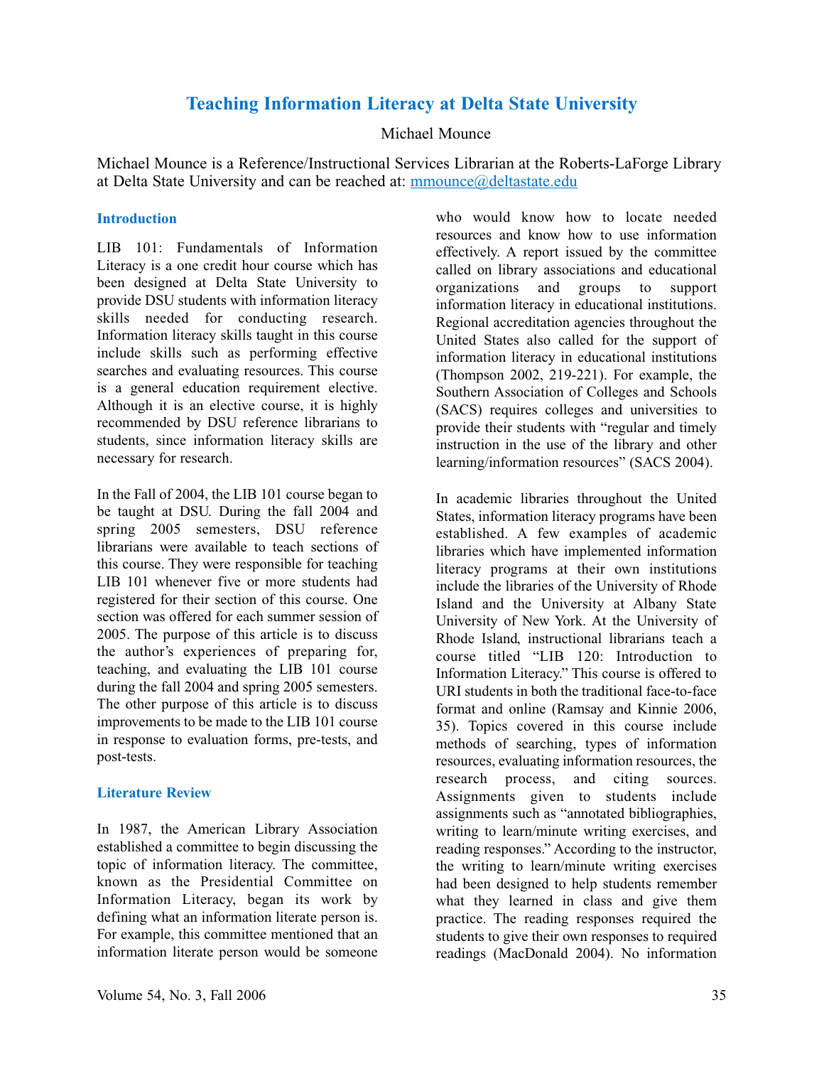# Teaching Information Literacy at Delta State University

Michael Mounce

Michael Mounce is a Reference/Instructional Services Librarian at the Roberts-LaForge Library at Delta State University and can be reached at: mmounce@deltastate.edu

## Introduction

LIB 101: Fundamentals of Information Literacy is a one credit hour course which has been designed at Delta State University to provide DSU students with information literacy skills needed for conducting research. Information literacy skills taught in this course include skills such as performing effective searches and evaluating resources. This course is a general education requirement elective. Although it is an elective course, it is highly recommended by DSU reference librarians to students, since information literacy skills are necessary for research.

In the Fall of 2004, the LIB 101 course began to be taught at DSU. During the fall 2004 and spring 2005 semesters, DSU reference librarians were available to teach sections of this course. They were responsible for teaching LIB 101 whenever five or more students had registered for their section of this course. One section was offered for each summer session of 2005. The purpose of this article is to discuss the author's experiences of preparing for, teaching, and evaluating the LIB 101 course during the fall 2004 and spring 2005 semesters. The other purpose of this article is to discuss improvements to be made to the LIB 101 course in response to evaluation forms, pre-tests, and post-tests.

## Literature Review

In 1987, the American Library Association established a committee to begin discussing the topic of information literacy. The committee, known as the Presidential Committee on Information Literacy, began its work by defining what an information literate person is. For example, this committee mentioned that an information literate person would be someone who would know how to locate needed resources and know how to use information effectively. A report issued by the committee called on library associations and educational organizations and groups to support information literacy in educational institutions. Regional accreditation agencies throughout the United States also called for the support of information literacy in educational institutions (Thompson 2002, 219-221). For example, the Southern Association of Colleges and Schools (SACS) requires colleges and universities to provide their students with "regular and timely instruction in the use of the library and other learning/information resources" (SACS 2004).

In academic libraries throughout the United States, information literacy programs have been established. A few examples of academic libraries which have implemented information literacy programs at their own institutions include the libraries of the University of Rhode Island and the University at Albany State University of New York. At the University of Rhode Island, instructional librarians teach a course titled "LIB 120: Introduction to Information Literacy." This course is offered to URI students in both the traditional face-to-face format and online (Ramsay and Kinnie 2006, 35). Topics covered in this course include methods of searching, types of information resources, evaluating information resources, the research process, and citing sources. Assignments given to students include assignments such as "annotated bibliographies, writing to learn/minute writing exercises, and reading responses." According to the instructor, the writing to learn/minute writing exercises had been designed to help students remember what they learned in class and give them practice. The reading responses required the students to give their own responses to required readings (MacDonald 2004). No information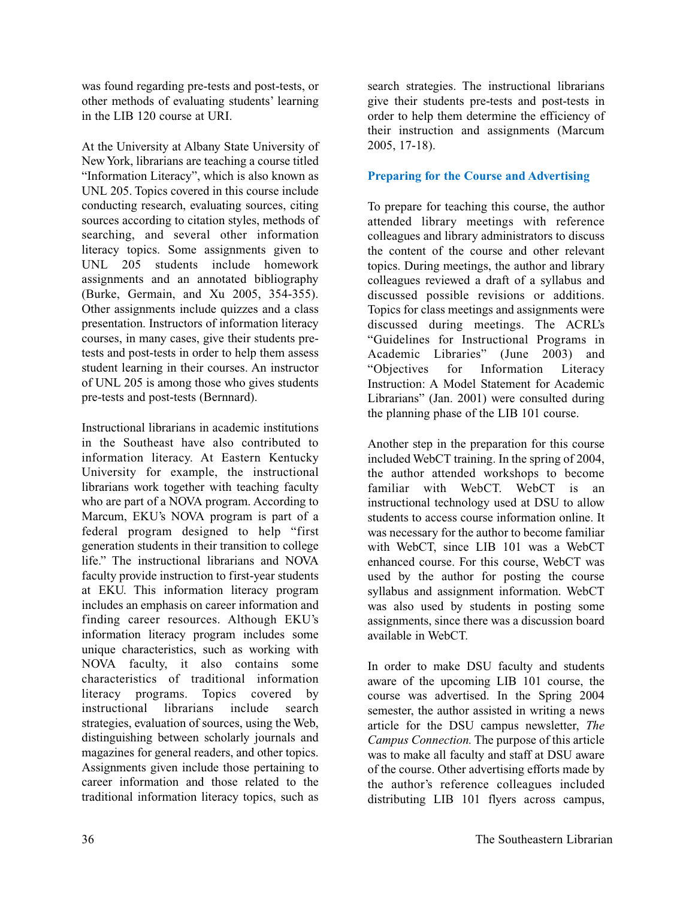was found regarding pre-tests and post-tests, or other methods of evaluating students' learning in the LIB 120 course at URI.

At the University at Albany State University of New York, librarians are teaching a course titled "Information Literacy", which is also known as UNL 205. Topics covered in this course include conducting research, evaluating sources, citing sources according to citation styles, methods of searching, and several other information literacy topics. Some assignments given to UNL 205 students include homework assignments and an annotated bibliography (Burke, Germain, and Xu 2005, 354-355). Other assignments include quizzes and a class presentation. Instructors of information literacy courses, in many cases, give their students pre-tests and post-tests in order to help them assess student learning in their courses. An instructor of UNL 205 is among those who gives students pre-tests and post-tests (Bernnard).

Instructional librarians in academic institutions in the Southeast have also contributed to information literacy. At Eastern Kentucky University for example, the instructional librarians work together with teaching faculty who are part of a NOVA program. According to Marcum, EKU's NOVA program is part of a federal program designed to help "first generation students in their transition to college life." The instructional librarians and NOVA faculty provide instruction to first-year students at EKU. This information literacy program includes an emphasis on career information and finding career resources. Although EKU's information literacy program includes some unique characteristics, such as working with NOVA faculty, it also contains some characteristics of traditional information literacy programs. Topics covered by instructional librarians include search strategies, evaluation of sources, using the Web, distinguishing between scholarly journals and magazines for general readers, and other topics. Assignments given include those pertaining to career information and those related to the traditional information literacy topics, such as search strategies. The instructional librarians give their students pre-tests and post-tests in order to help them determine the efficiency of their instruction and assignments (Marcum 2005, 17-18).

## Preparing for the Course and Advertising

To prepare for teaching this course, the author attended library meetings with reference colleagues and library administrators to discuss the content of the course and other relevant topics. During meetings, the author and library colleagues reviewed a draft of a syllabus and discussed possible revisions or additions. Topics for class meetings and assignments were discussed during meetings. The ACRL's "Guidelines for Instructional Programs in Academic Libraries" (June 2003) and "Objectives for Information Literacy Instruction: A Model Statement for Academic Librarians" (Jan. 2001) were consulted during the planning phase of the LIB 101 course.

Another step in the preparation for this course included WebCT training. In the spring of 2004, the author attended workshops to become familiar with WebCT. WebCT is an instructional technology used at DSU to allow students to access course information online. It was necessary for the author to become familiar with WebCT, since LIB 101 was a WebCT enhanced course. For this course, WebCT was used by the author for posting the course syllabus and assignment information. WebCT was also used by students in posting some assignments, since there was a discussion board available in WebCT.

In order to make DSU faculty and students aware of the upcoming LIB 101 course, the course was advertised. In the Spring 2004 semester, the author assisted in writing a news article for the DSU campus newsletter, *The Campus Connection.* The purpose of this article was to make all faculty and staff at DSU aware of the course. Other advertising efforts made by the author's reference colleagues included distributing LIB 101 flyers across campus,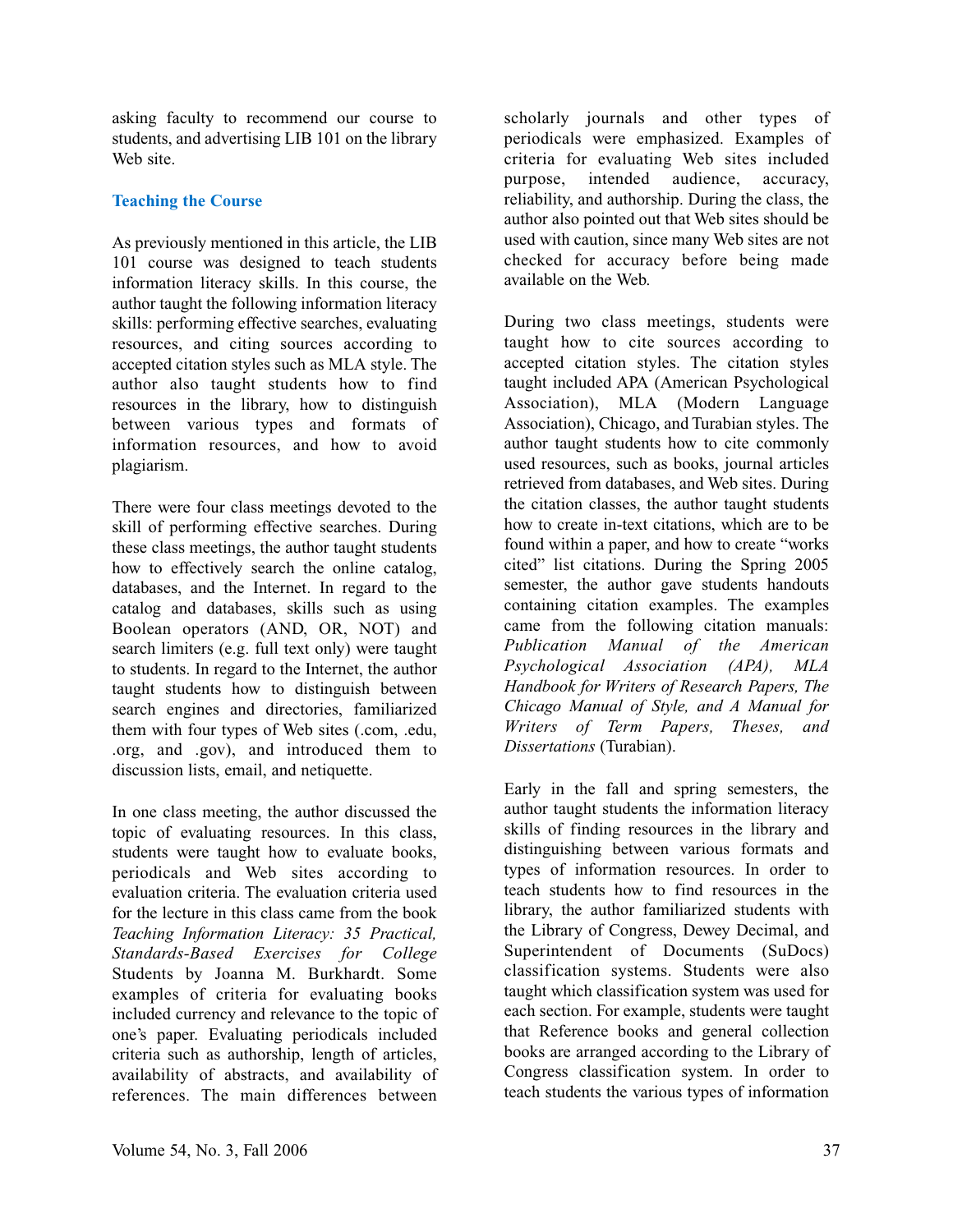asking faculty to recommend our course to students, and advertising LIB 101 on the library Web site.

## Teaching the Course

As previously mentioned in this article, the LIB 101 course was designed to teach students information literacy skills. In this course, the author taught the following information literacy skills: performing effective searches, evaluating resources, and citing sources according to accepted citation styles such as MLA style. The author also taught students how to find resources in the library, how to distinguish between various types and formats of information resources, and how to avoid plagiarism.

There were four class meetings devoted to the skill of performing effective searches. During these class meetings, the author taught students how to effectively search the online catalog, databases, and the Internet. In regard to the catalog and databases, skills such as using Boolean operators (AND, OR, NOT) and search limiters (e.g. full text only) were taught to students. In regard to the Internet, the author taught students how to distinguish between search engines and directories, familiarized them with four types of Web sites (.com, .edu, .org, and .gov), and introduced them to discussion lists, email, and netiquette.

In one class meeting, the author discussed the topic of evaluating resources. In this class, students were taught how to evaluate books, periodicals and Web sites according to evaluation criteria. The evaluation criteria used for the lecture in this class came from the book *Teaching Information Literacy: 35 Practical, Standards-Based Exercises for College Students* by Joanna M. Burkhardt. Some examples of criteria for evaluating books included currency and relevance to the topic of one's paper. Evaluating periodicals included criteria such as authorship, length of articles, availability of abstracts, and availability of references. The main differences between scholarly journals and other types of periodicals were emphasized. Examples of criteria for evaluating Web sites included purpose, intended audience, accuracy, reliability, and authorship. During the class, the author also pointed out that Web sites should be used with caution, since many Web sites are not checked for accuracy before being made available on the Web.

During two class meetings, students were taught how to cite sources according to accepted citation styles. The citation styles taught included APA (American Psychological Association), MLA (Modern Language Association), Chicago, and Turabian styles. The author taught students how to cite commonly used resources, such as books, journal articles retrieved from databases, and Web sites. During the citation classes, the author taught students how to create in-text citations, which are to be found within a paper, and how to create "works cited" list citations. During the Spring 2005 semester, the author gave students handouts containing citation examples. The examples came from the following citation manuals: *Publication Manual of the American Psychological Association (APA), MLA Handbook for Writers of Research Papers, The Chicago Manual of Style, and A Manual for Writers of Term Papers, Theses, and Dissertations* (Turabian).

Early in the fall and spring semesters, the author taught students the information literacy skills of finding resources in the library and distinguishing between various formats and types of information resources. In order to teach students how to find resources in the library, the author familiarized students with the Library of Congress, Dewey Decimal, and Superintendent of Documents (SuDocs) classification systems. Students were also taught which classification system was used for each section. For example, students were taught that Reference books and general collection books are arranged according to the Library of Congress classification system. In order to teach students the various types of information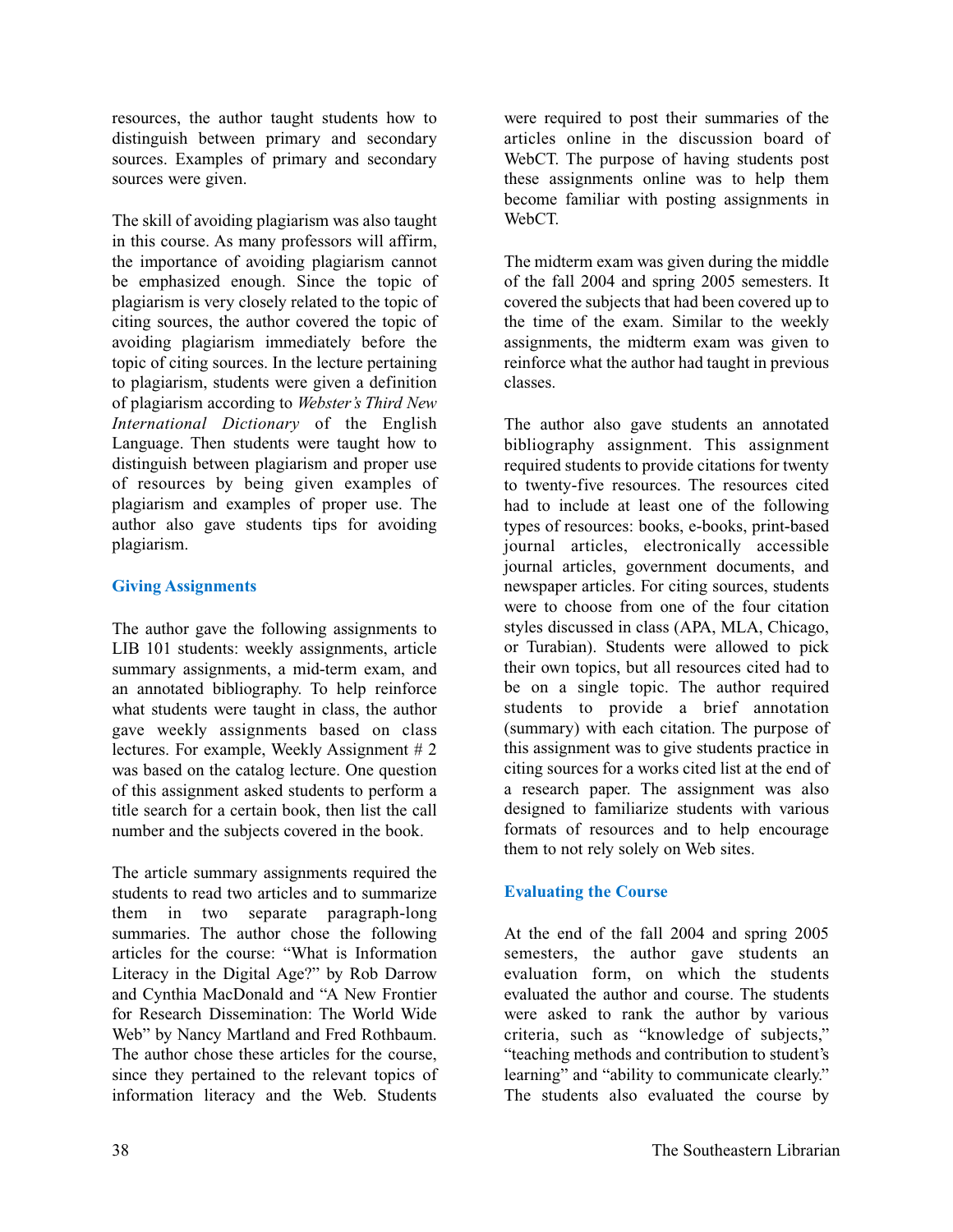resources, the author taught students how to distinguish between primary and secondary sources. Examples of primary and secondary sources were given.

The skill of avoiding plagiarism was also taught in this course. As many professors will affirm, the importance of avoiding plagiarism cannot be emphasized enough. Since the topic of plagiarism is very closely related to the topic of citing sources, the author covered the topic of avoiding plagiarism immediately before the topic of citing sources. In the lecture pertaining to plagiarism, students were given a definition of plagiarism according to *Webster's Third New International Dictionary* of the English Language. Then students were taught how to distinguish between plagiarism and proper use of resources by being given examples of plagiarism and examples of proper use. The author also gave students tips for avoiding plagiarism.

### Giving Assignments

The author gave the following assignments to LIB 101 students: weekly assignments, article summary assignments, a mid-term exam, and an annotated bibliography. To help reinforce what students were taught in class, the author gave weekly assignments based on class lectures. For example, Weekly Assignment # 2 was based on the catalog lecture. One question of this assignment asked students to perform a title search for a certain book, then list the call number and the subjects covered in the book.

The article summary assignments required the students to read two articles and to summarize them in two separate paragraph-long summaries. The author chose the following articles for the course: "What is Information Literacy in the Digital Age?" by Rob Darrow and Cynthia MacDonald and "A New Frontier for Research Dissemination: The World Wide Web" by Nancy Martland and Fred Rothbaum. The author chose these articles for the course, since they pertained to the relevant topics of information literacy and the Web. Students were required to post their summaries of the articles online in the discussion board of WebCT. The purpose of having students post these assignments online was to help them become familiar with posting assignments in WebCT.

The midterm exam was given during the middle of the fall 2004 and spring 2005 semesters. It covered the subjects that had been covered up to the time of the exam. Similar to the weekly assignments, the midterm exam was given to reinforce what the author had taught in previous classes.

The author also gave students an annotated bibliography assignment. This assignment required students to provide citations for twenty to twenty-five resources. The resources cited had to include at least one of the following types of resources: books, e-books, print-based journal articles, electronically accessible journal articles, government documents, and newspaper articles. For citing sources, students were to choose from one of the four citation styles discussed in class (APA, MLA, Chicago, or Turabian). Students were allowed to pick their own topics, but all resources cited had to be on a single topic. The author required students to provide a brief annotation (summary) with each citation. The purpose of this assignment was to give students practice in citing sources for a works cited list at the end of a research paper. The assignment was also designed to familiarize students with various formats of resources and to help encourage them to not rely solely on Web sites.

### Evaluating the Course

At the end of the fall 2004 and spring 2005 semesters, the author gave students an evaluation form, on which the students evaluated the author and course. The students were asked to rank the author by various criteria, such as "knowledge of subjects," "teaching methods and contribution to student's learning" and "ability to communicate clearly." The students also evaluated the course by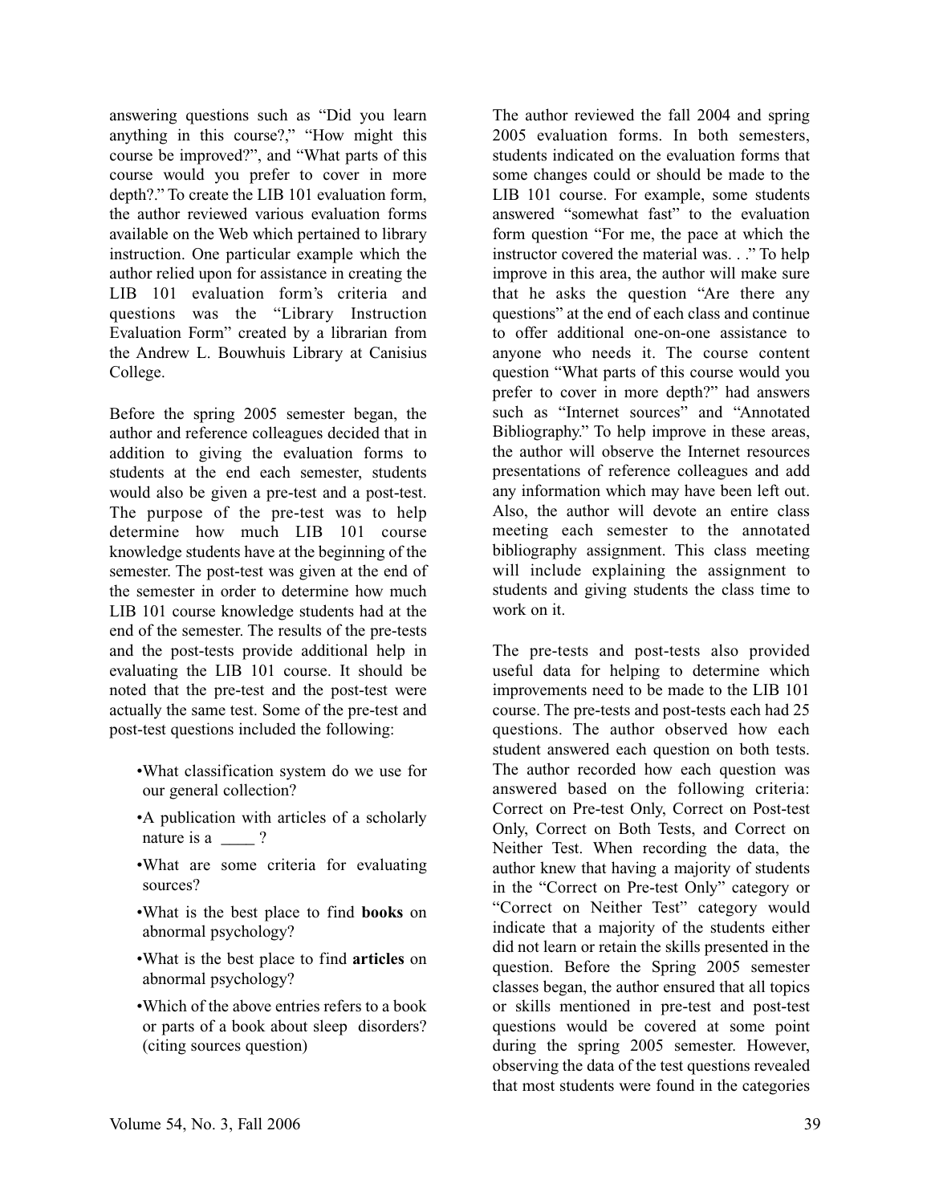answering questions such as "Did you learn anything in this course?," "How might this course be improved?", and "What parts of this course would you prefer to cover in more depth?." To create the LIB 101 evaluation form, the author reviewed various evaluation forms available on the Web which pertained to library instruction. One particular example which the author relied upon for assistance in creating the LIB 101 evaluation form's criteria and questions was the "Library Instruction Evaluation Form" created by a librarian from the Andrew L. Bouwhuis Library at Canisius College.

Before the spring 2005 semester began, the author and reference colleagues decided that in addition to giving the evaluation forms to students at the end each semester, students would also be given a pre-test and a post-test. The purpose of the pre-test was to help determine how much LIB 101 course knowledge students have at the beginning of the semester. The post-test was given at the end of the semester in order to determine how much LIB 101 course knowledge students had at the end of the semester. The results of the pre-tests and the post-tests provide additional help in evaluating the LIB 101 course. It should be noted that the pre-test and the post-test were actually the same test. Some of the pre-test and post-test questions included the following:

- What classification system do we use for our general collection?
- A publication with articles of a scholarly nature is a ____ ?
- What are some criteria for evaluating sources?
- What is the best place to find **books** on abnormal psychology?
- What is the best place to find **articles** on abnormal psychology?
- Which of the above entries refers to a book or parts of a book about sleep disorders? (citing sources question)

The author reviewed the fall 2004 and spring 2005 evaluation forms. In both semesters, students indicated on the evaluation forms that some changes could or should be made to the LIB 101 course. For example, some students answered "somewhat fast" to the evaluation form question "For me, the pace at which the instructor covered the material was. . ." To help improve in this area, the author will make sure that he asks the question "Are there any questions" at the end of each class and continue to offer additional one-on-one assistance to anyone who needs it. The course content question "What parts of this course would you prefer to cover in more depth?" had answers such as "Internet sources" and "Annotated Bibliography." To help improve in these areas, the author will observe the Internet resources presentations of reference colleagues and add any information which may have been left out. Also, the author will devote an entire class meeting each semester to the annotated bibliography assignment. This class meeting will include explaining the assignment to students and giving students the class time to work on it.

The pre-tests and post-tests also provided useful data for helping to determine which improvements need to be made to the LIB 101 course. The pre-tests and post-tests each had 25 questions. The author observed how each student answered each question on both tests. The author recorded how each question was answered based on the following criteria: Correct on Pre-test Only, Correct on Post-test Only, Correct on Both Tests, and Correct on Neither Test. When recording the data, the author knew that having a majority of students in the "Correct on Pre-test Only" category or "Correct on Neither Test" category would indicate that a majority of the students either did not learn or retain the skills presented in the question. Before the Spring 2005 semester classes began, the author ensured that all topics or skills mentioned in pre-test and post-test questions would be covered at some point during the spring 2005 semester. However, observing the data of the test questions revealed that most students were found in the categories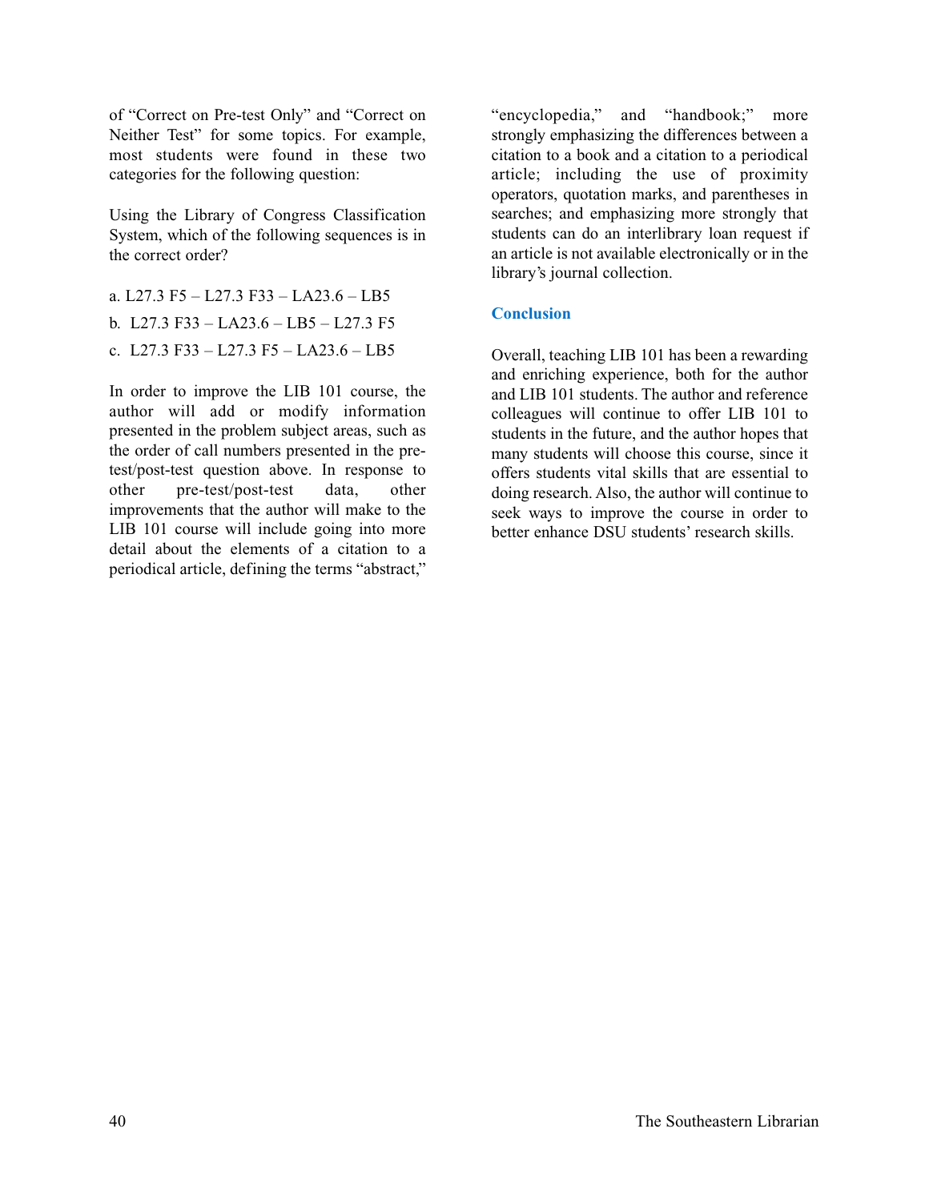of "Correct on Pre-test Only" and "Correct on Neither Test" for some topics. For example, most students were found in these two categories for the following question:

Using the Library of Congress Classification System, which of the following sequences is in the correct order?

a. L27.3 F5 – L27.3 F33 – LA23.6 – LB5

b. L27.3 F33 – LA23.6 – LB5 – L27.3 F5

c. L27.3 F33 – L27.3 F5 – LA23.6 – LB5

In order to improve the LIB 101 course, the author will add or modify information presented in the problem subject areas, such as the order of call numbers presented in the pre-test/post-test question above. In response to other pre-test/post-test data, other improvements that the author will make to the LIB 101 course will include going into more detail about the elements of a citation to a periodical article, defining the terms "abstract," "encyclopedia," and "handbook;" more strongly emphasizing the differences between a citation to a book and a citation to a periodical article; including the use of proximity operators, quotation marks, and parentheses in searches; and emphasizing more strongly that students can do an interlibrary loan request if an article is not available electronically or in the library's journal collection.

## Conclusion

Overall, teaching LIB 101 has been a rewarding and enriching experience, both for the author and LIB 101 students. The author and reference colleagues will continue to offer LIB 101 to students in the future, and the author hopes that many students will choose this course, since it offers students vital skills that are essential to doing research. Also, the author will continue to seek ways to improve the course in order to better enhance DSU students' research skills.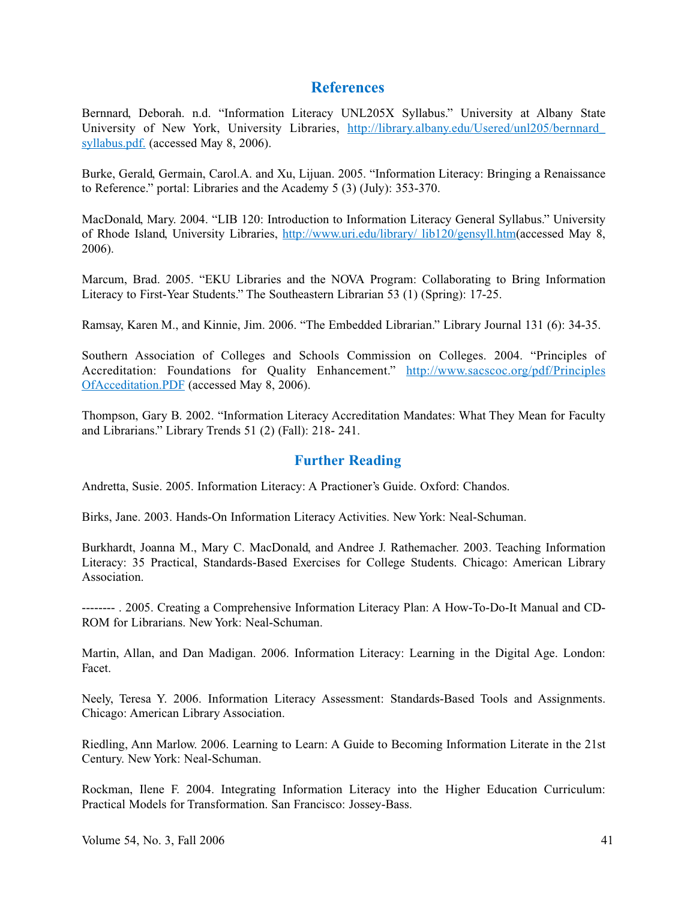## References

Bernnard, Deborah. n.d. "Information Literacy UNL205X Syllabus." University at Albany State University of New York, University Libraries, http://library.albany.edu/Usered/unl205/bernnard_syllabus.pdf. (accessed May 8, 2006).

Burke, Gerald, Germain, Carol.A. and Xu, Lijuan. 2005. "Information Literacy: Bringing a Renaissance to Reference." portal: Libraries and the Academy 5 (3) (July): 353-370.

MacDonald, Mary. 2004. "LIB 120: Introduction to Information Literacy General Syllabus." University of Rhode Island, University Libraries, http://www.uri.edu/library/ lib120/gensyll.htm(accessed May 8, 2006).

Marcum, Brad. 2005. "EKU Libraries and the NOVA Program: Collaborating to Bring Information Literacy to First-Year Students." The Southeastern Librarian 53 (1) (Spring): 17-25.

Ramsay, Karen M., and Kinnie, Jim. 2006. "The Embedded Librarian." Library Journal 131 (6): 34-35.

Southern Association of Colleges and Schools Commission on Colleges. 2004. "Principles of Accreditation: Foundations for Quality Enhancement." http://www.sacscoc.org/pdf/PrinciplesOfAcceditation.PDF (accessed May 8, 2006).

Thompson, Gary B. 2002. "Information Literacy Accreditation Mandates: What They Mean for Faculty and Librarians." Library Trends 51 (2) (Fall): 218- 241.

## Further Reading

Andretta, Susie. 2005. Information Literacy: A Practioner's Guide. Oxford: Chandos.

Birks, Jane. 2003. Hands-On Information Literacy Activities. New York: Neal-Schuman.

Burkhardt, Joanna M., Mary C. MacDonald, and Andree J. Rathemacher. 2003. Teaching Information Literacy: 35 Practical, Standards-Based Exercises for College Students. Chicago: American Library Association.

-------- . 2005. Creating a Comprehensive Information Literacy Plan: A How-To-Do-It Manual and CD-ROM for Librarians. New York: Neal-Schuman.

Martin, Allan, and Dan Madigan. 2006. Information Literacy: Learning in the Digital Age. London: Facet.

Neely, Teresa Y. 2006. Information Literacy Assessment: Standards-Based Tools and Assignments. Chicago: American Library Association.

Riedling, Ann Marlow. 2006. Learning to Learn: A Guide to Becoming Information Literate in the 21st Century. New York: Neal-Schuman.

Rockman, Ilene F. 2004. Integrating Information Literacy into the Higher Education Curriculum: Practical Models for Transformation. San Francisco: Jossey-Bass.